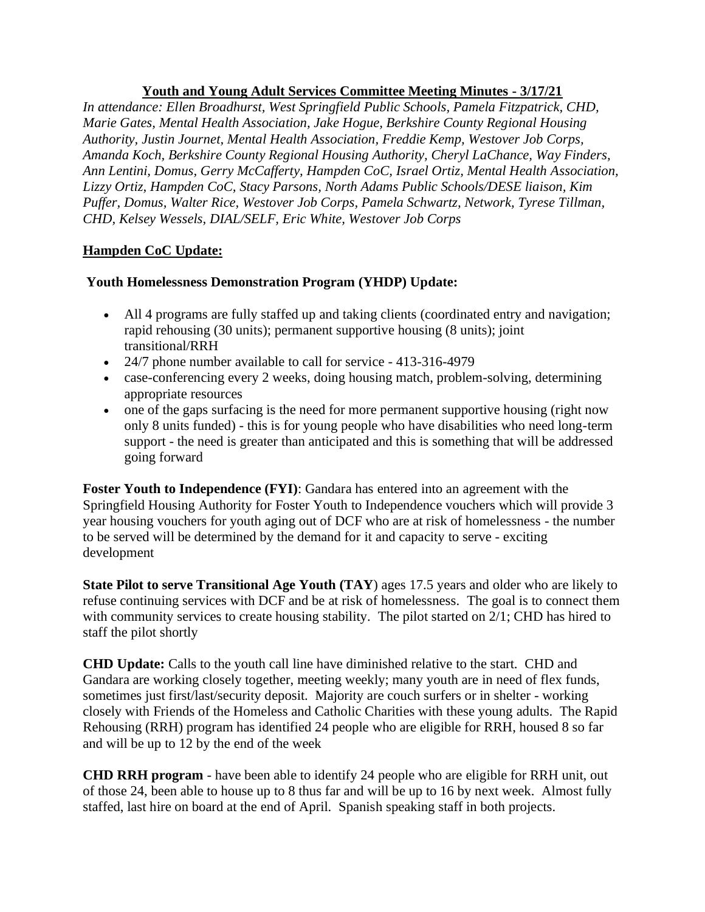# Youth and Young Adult Services Committee Meeting Minutes - 3/17/21

*In attendance: Ellen Broadhurst, West Springfield Public Schools, Pamela Fitzpatrick, CHD, Marie Gates, Mental Health Association, Jake Hogue, Berkshire County Regional Housing Authority, Justin Journet, Mental Health Association, Freddie Kemp, Westover Job Corps, Amanda Koch, Berkshire County Regional Housing Authority, Cheryl LaChance, Way Finders, Ann Lentini, Domus, Gerry McCafferty, Hampden CoC, Israel Ortiz, Mental Health Association, Lizzy Ortiz, Hampden CoC, Stacy Parsons, North Adams Public Schools/DESE liaison, Kim Puffer, Domus, Walter Rice, Westover Job Corps, Pamela Schwartz, Network, Tyrese Tillman, CHD, Kelsey Wessels, DIAL/SELF, Eric White, Westover Job Corps*

## Hampden CoC Update:

### Youth Homelessness Demonstration Program (YHDP) Update:

- All 4 programs are fully staffed up and taking clients (coordinated entry and navigation; rapid rehousing (30 units); permanent supportive housing (8 units); joint transitional/RRH
- 24/7 phone number available to call for service - 413-316-4979
- case-conferencing every 2 weeks, doing housing match, problem-solving, determining appropriate resources
- one of the gaps surfacing is the need for more permanent supportive housing (right now only 8 units funded) - this is for young people who have disabilities who need long-term support - the need is greater than anticipated and this is something that will be addressed going forward

**Foster Youth to Independence (FYI)**: Gandara has entered into an agreement with the Springfield Housing Authority for Foster Youth to Independence vouchers which will provide 3 year housing vouchers for youth aging out of DCF who are at risk of homelessness - the number to be served will be determined by the demand for it and capacity to serve - exciting development

**State Pilot to serve Transitional Age Youth (TAY**) ages 17.5 years and older who are likely to refuse continuing services with DCF and be at risk of homelessness. The goal is to connect them with community services to create housing stability. The pilot started on 2/1; CHD has hired to staff the pilot shortly

**CHD Update:** Calls to the youth call line have diminished relative to the start. CHD and Gandara are working closely together, meeting weekly; many youth are in need of flex funds, sometimes just first/last/security deposit. Majority are couch surfers or in shelter - working closely with Friends of the Homeless and Catholic Charities with these young adults. The Rapid Rehousing (RRH) program has identified 24 people who are eligible for RRH, housed 8 so far and will be up to 12 by the end of the week

**CHD RRH program** - have been able to identify 24 people who are eligible for RRH unit, out of those 24, been able to house up to 8 thus far and will be up to 16 by next week. Almost fully staffed, last hire on board at the end of April. Spanish speaking staff in both projects.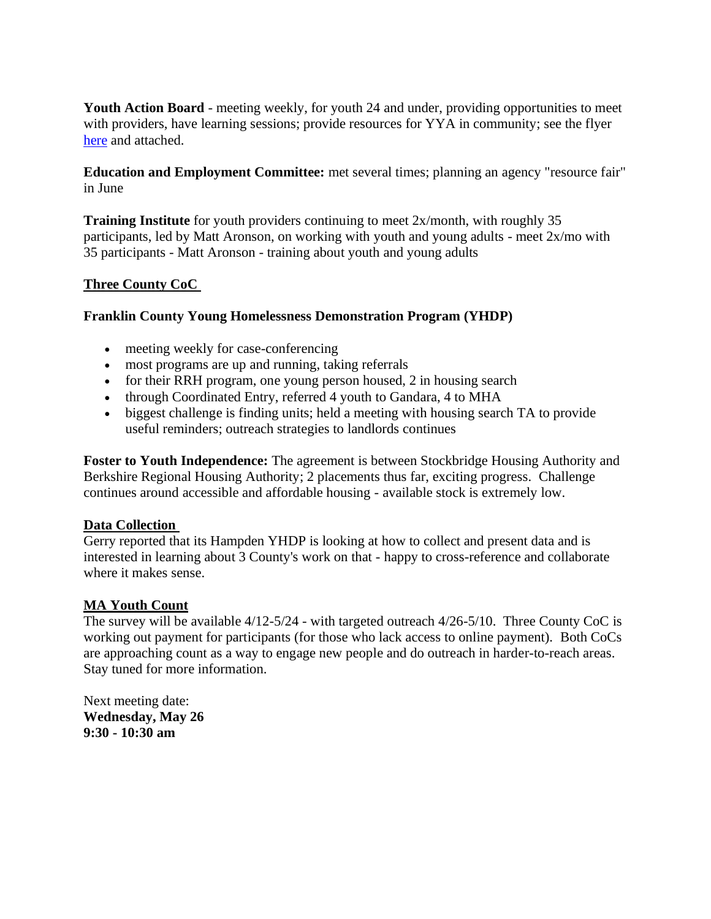**Youth Action Board** - meeting weekly, for youth 24 and under, providing opportunities to meet with providers, have learning sessions; provide resources for YYA in community; see the flyer here and attached.

**Education and Employment Committee:** met several times; planning an agency "resource fair" in June

**Training Institute** for youth providers continuing to meet 2x/month, with roughly 35 participants, led by Matt Aronson, on working with youth and young adults - meet 2x/mo with 35 participants - Matt Aronson - training about youth and young adults

**Three County CoC**

**Franklin County Young Homelessness Demonstration Program (YHDP)**

- meeting weekly for case-conferencing
- most programs are up and running, taking referrals
- for their RRH program, one young person housed, 2 in housing search
- through Coordinated Entry, referred 4 youth to Gandara, 4 to MHA
- biggest challenge is finding units; held a meeting with housing search TA to provide useful reminders; outreach strategies to landlords continues

**Foster to Youth Independence:** The agreement is between Stockbridge Housing Authority and Berkshire Regional Housing Authority; 2 placements thus far, exciting progress. Challenge continues around accessible and affordable housing - available stock is extremely low.

**Data Collection**

Gerry reported that its Hampden YHDP is looking at how to collect and present data and is interested in learning about 3 County's work on that - happy to cross-reference and collaborate where it makes sense.

**MA Youth Count**

The survey will be available 4/12-5/24 - with targeted outreach 4/26-5/10. Three County CoC is working out payment for participants (for those who lack access to online payment). Both CoCs are approaching count as a way to engage new people and do outreach in harder-to-reach areas. Stay tuned for more information.

Next meeting date:
**Wednesday, May 26**
**9:30 - 10:30 am**